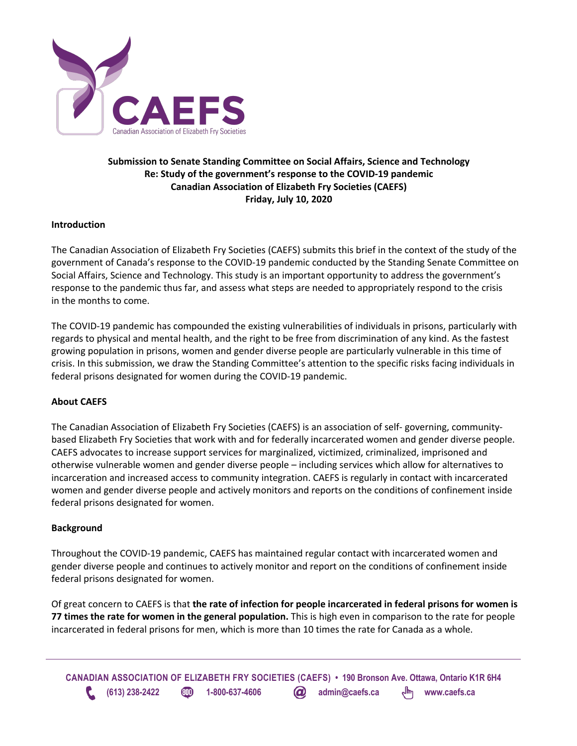CAEFS

Canadian Association of Elizabeth Fry Societies

**Submission to Senate Standing Committee on Social Affairs, Science and Technology**
**Re: Study of the government's response to the COVID-19 pandemic**
**Canadian Association of Elizabeth Fry Societies (CAEFS)**
**Friday, July 10, 2020**

## Introduction

The Canadian Association of Elizabeth Fry Societies (CAEFS) submits this brief in the context of the study of the government of Canada's response to the COVID-19 pandemic conducted by the Standing Senate Committee on Social Affairs, Science and Technology. This study is an important opportunity to address the government's response to the pandemic thus far, and assess what steps are needed to appropriately respond to the crisis in the months to come.

The COVID-19 pandemic has compounded the existing vulnerabilities of individuals in prisons, particularly with regards to physical and mental health, and the right to be free from discrimination of any kind. As the fastest growing population in prisons, women and gender diverse people are particularly vulnerable in this time of crisis. In this submission, we draw the Standing Committee's attention to the specific risks facing individuals in federal prisons designated for women during the COVID-19 pandemic.

## About CAEFS

The Canadian Association of Elizabeth Fry Societies (CAEFS) is an association of self- governing, community-based Elizabeth Fry Societies that work with and for federally incarcerated women and gender diverse people. CAEFS advocates to increase support services for marginalized, victimized, criminalized, imprisoned and otherwise vulnerable women and gender diverse people – including services which allow for alternatives to incarceration and increased access to community integration. CAEFS is regularly in contact with incarcerated women and gender diverse people and actively monitors and reports on the conditions of confinement inside federal prisons designated for women.

## Background

Throughout the COVID-19 pandemic, CAEFS has maintained regular contact with incarcerated women and gender diverse people and continues to actively monitor and report on the conditions of confinement inside federal prisons designated for women.

Of great concern to CAEFS is that **the rate of infection for people incarcerated in federal prisons for women is 77 times the rate for women in the general population.** This is high even in comparison to the rate for people incarcerated in federal prisons for men, which is more than 10 times the rate for Canada as a whole.

CANADIAN ASSOCIATION OF ELIZABETH FRY SOCIETIES (CAEFS) • 190 Bronson Ave. Ottawa, Ontario K1R 6H4
(613) 238-2422 1-800-637-4606 admin@caefs.ca www.caefs.ca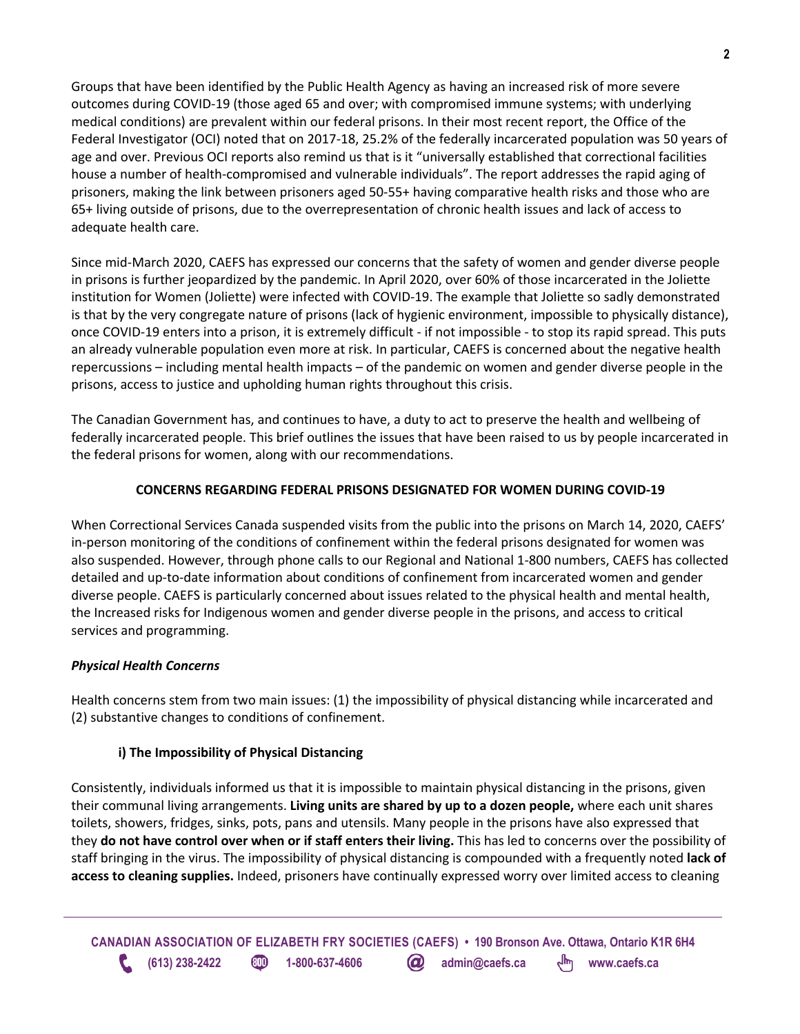Groups that have been identified by the Public Health Agency as having an increased risk of more severe outcomes during COVID-19 (those aged 65 and over; with compromised immune systems; with underlying medical conditions) are prevalent within our federal prisons. In their most recent report, the Office of the Federal Investigator (OCI) noted that on 2017-18, 25.2% of the federally incarcerated population was 50 years of age and over. Previous OCI reports also remind us that is it "universally established that correctional facilities house a number of health-compromised and vulnerable individuals". The report addresses the rapid aging of prisoners, making the link between prisoners aged 50-55+ having comparative health risks and those who are 65+ living outside of prisons, due to the overrepresentation of chronic health issues and lack of access to adequate health care.

Since mid-March 2020, CAEFS has expressed our concerns that the safety of women and gender diverse people in prisons is further jeopardized by the pandemic. In April 2020, over 60% of those incarcerated in the Joliette institution for Women (Joliette) were infected with COVID-19. The example that Joliette so sadly demonstrated is that by the very congregate nature of prisons (lack of hygienic environment, impossible to physically distance), once COVID-19 enters into a prison, it is extremely difficult - if not impossible - to stop its rapid spread. This puts an already vulnerable population even more at risk. In particular, CAEFS is concerned about the negative health repercussions – including mental health impacts – of the pandemic on women and gender diverse people in the prisons, access to justice and upholding human rights throughout this crisis.

The Canadian Government has, and continues to have, a duty to act to preserve the health and wellbeing of federally incarcerated people. This brief outlines the issues that have been raised to us by people incarcerated in the federal prisons for women, along with our recommendations.

## CONCERNS REGARDING FEDERAL PRISONS DESIGNATED FOR WOMEN DURING COVID-19

When Correctional Services Canada suspended visits from the public into the prisons on March 14, 2020, CAEFS' in-person monitoring of the conditions of confinement within the federal prisons designated for women was also suspended. However, through phone calls to our Regional and National 1-800 numbers, CAEFS has collected detailed and up-to-date information about conditions of confinement from incarcerated women and gender diverse people. CAEFS is particularly concerned about issues related to the physical health and mental health, the Increased risks for Indigenous women and gender diverse people in the prisons, and access to critical services and programming.

### *Physical Health Concerns*

Health concerns stem from two main issues: (1) the impossibility of physical distancing while incarcerated and (2) substantive changes to conditions of confinement.

#### i) The Impossibility of Physical Distancing

Consistently, individuals informed us that it is impossible to maintain physical distancing in the prisons, given their communal living arrangements. **Living units are shared by up to a dozen people,** where each unit shares toilets, showers, fridges, sinks, pots, pans and utensils. Many people in the prisons have also expressed that they **do not have control over when or if staff enters their living.** This has led to concerns over the possibility of staff bringing in the virus. The impossibility of physical distancing is compounded with a frequently noted **lack of access to cleaning supplies.** Indeed, prisoners have continually expressed worry over limited access to cleaning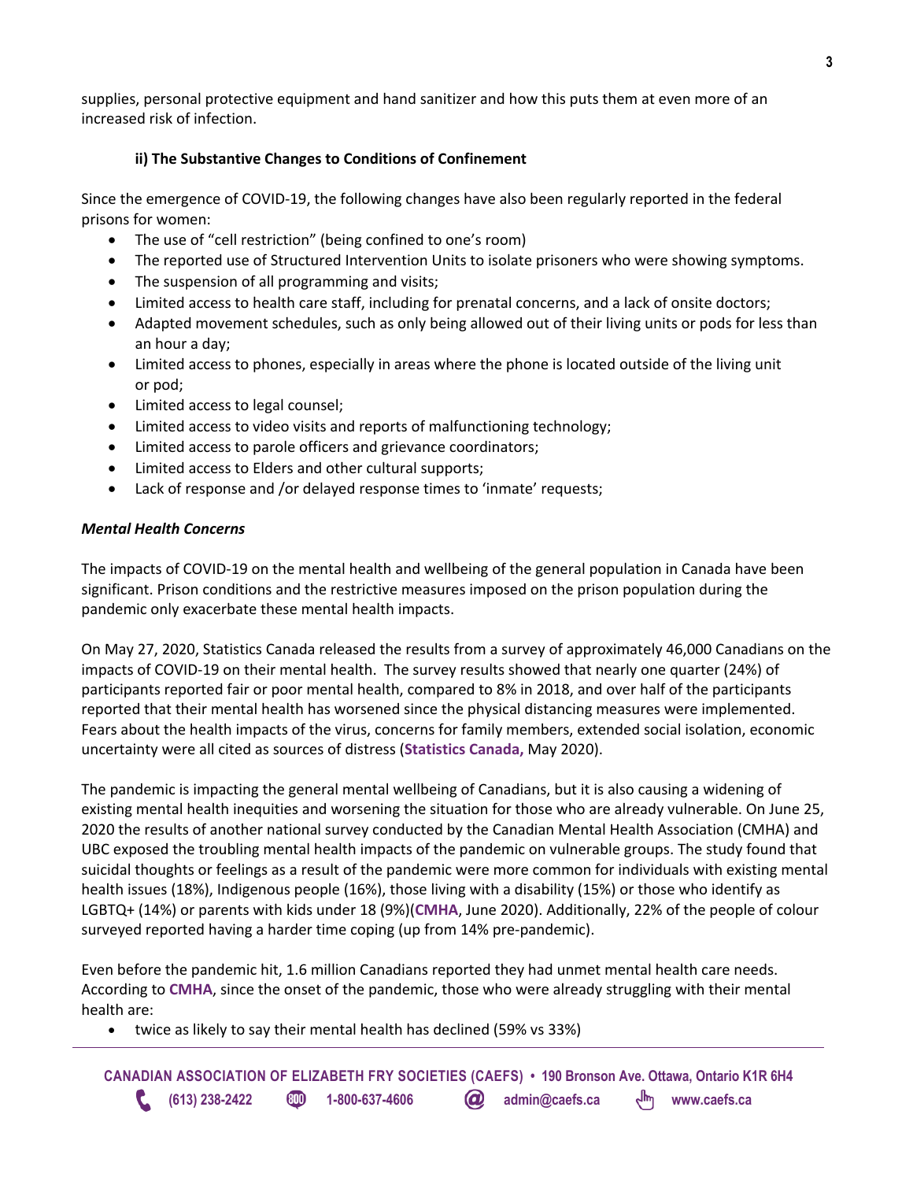supplies, personal protective equipment and hand sanitizer and how this puts them at even more of an increased risk of infection.

### ii) The Substantive Changes to Conditions of Confinement

Since the emergence of COVID-19, the following changes have also been regularly reported in the federal prisons for women:

- The use of "cell restriction" (being confined to one's room)
- The reported use of Structured Intervention Units to isolate prisoners who were showing symptoms.
- The suspension of all programming and visits;
- Limited access to health care staff, including for prenatal concerns, and a lack of onsite doctors;
- Adapted movement schedules, such as only being allowed out of their living units or pods for less than an hour a day;
- Limited access to phones, especially in areas where the phone is located outside of the living unit or pod;
- Limited access to legal counsel;
- Limited access to video visits and reports of malfunctioning technology;
- Limited access to parole officers and grievance coordinators;
- Limited access to Elders and other cultural supports;
- Lack of response and /or delayed response times to 'inmate' requests;

***Mental Health Concerns***

The impacts of COVID-19 on the mental health and wellbeing of the general population in Canada have been significant. Prison conditions and the restrictive measures imposed on the prison population during the pandemic only exacerbate these mental health impacts.

On May 27, 2020, Statistics Canada released the results from a survey of approximately 46,000 Canadians on the impacts of COVID-19 on their mental health. The survey results showed that nearly one quarter (24%) of participants reported fair or poor mental health, compared to 8% in 2018, and over half of the participants reported that their mental health has worsened since the physical distancing measures were implemented. Fears about the health impacts of the virus, concerns for family members, extended social isolation, economic uncertainty were all cited as sources of distress (**Statistics Canada,** May 2020).

The pandemic is impacting the general mental wellbeing of Canadians, but it is also causing a widening of existing mental health inequities and worsening the situation for those who are already vulnerable. On June 25, 2020 the results of another national survey conducted by the Canadian Mental Health Association (CMHA) and UBC exposed the troubling mental health impacts of the pandemic on vulnerable groups. The study found that suicidal thoughts or feelings as a result of the pandemic were more common for individuals with existing mental health issues (18%), Indigenous people (16%), those living with a disability (15%) or those who identify as LGBTQ+ (14%) or parents with kids under 18 (9%)(**CMHA**, June 2020). Additionally, 22% of the people of colour surveyed reported having a harder time coping (up from 14% pre-pandemic).

Even before the pandemic hit, 1.6 million Canadians reported they had unmet mental health care needs. According to **CMHA**, since the onset of the pandemic, those who were already struggling with their mental health are:

- twice as likely to say their mental health has declined (59% vs 33%)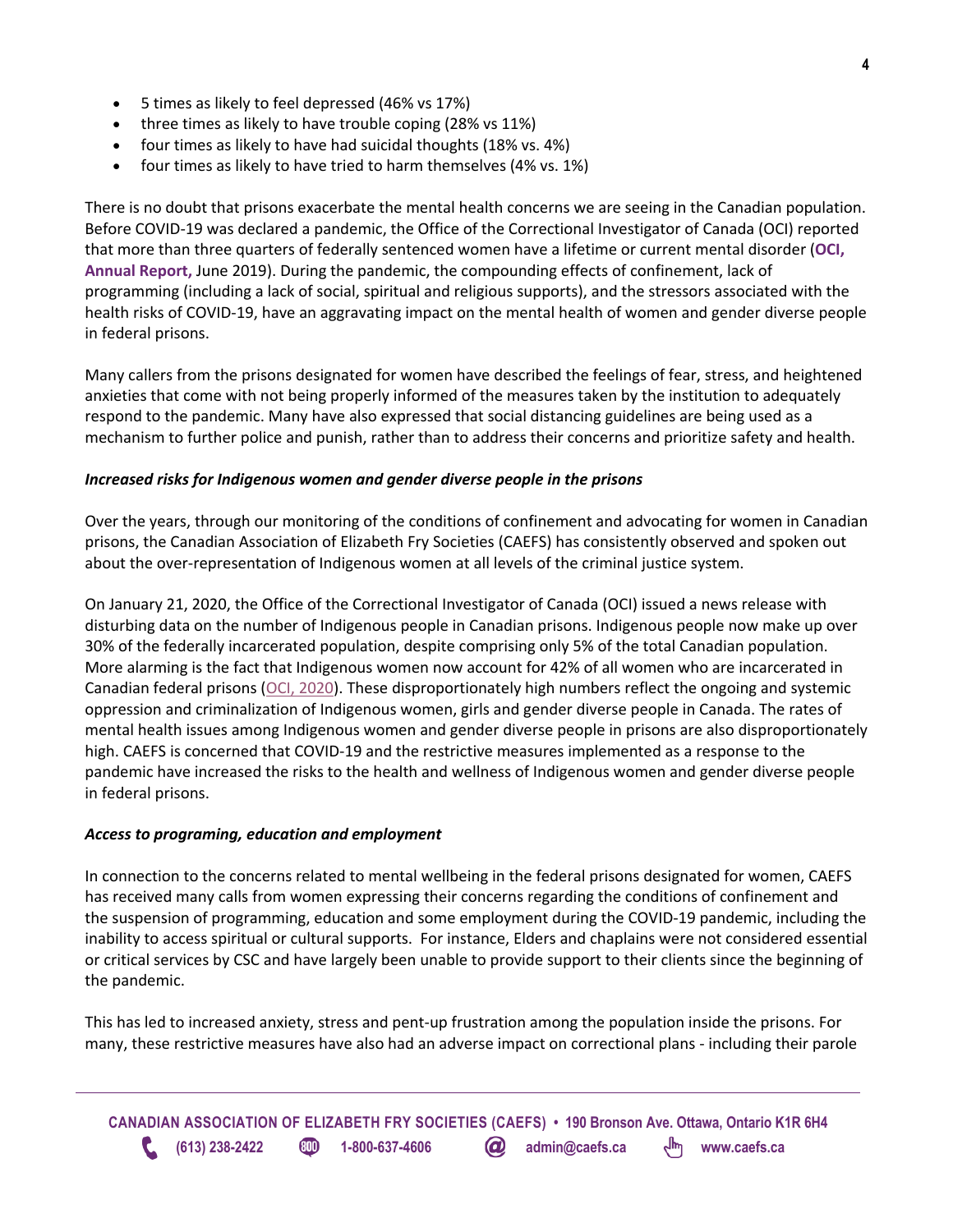- 5 times as likely to feel depressed (46% vs 17%)
- three times as likely to have trouble coping (28% vs 11%)
- four times as likely to have had suicidal thoughts (18% vs. 4%)
- four times as likely to have tried to harm themselves (4% vs. 1%)

There is no doubt that prisons exacerbate the mental health concerns we are seeing in the Canadian population. Before COVID-19 was declared a pandemic, the Office of the Correctional Investigator of Canada (OCI) reported that more than three quarters of federally sentenced women have a lifetime or current mental disorder (**OCI, Annual Report,** June 2019). During the pandemic, the compounding effects of confinement, lack of programming (including a lack of social, spiritual and religious supports), and the stressors associated with the health risks of COVID-19, have an aggravating impact on the mental health of women and gender diverse people in federal prisons.

Many callers from the prisons designated for women have described the feelings of fear, stress, and heightened anxieties that come with not being properly informed of the measures taken by the institution to adequately respond to the pandemic. Many have also expressed that social distancing guidelines are being used as a mechanism to further police and punish, rather than to address their concerns and prioritize safety and health.

***Increased risks for Indigenous women and gender diverse people in the prisons***

Over the years, through our monitoring of the conditions of confinement and advocating for women in Canadian prisons, the Canadian Association of Elizabeth Fry Societies (CAEFS) has consistently observed and spoken out about the over-representation of Indigenous women at all levels of the criminal justice system.

On January 21, 2020, the Office of the Correctional Investigator of Canada (OCI) issued a news release with disturbing data on the number of Indigenous people in Canadian prisons. Indigenous people now make up over 30% of the federally incarcerated population, despite comprising only 5% of the total Canadian population. More alarming is the fact that Indigenous women now account for 42% of all women who are incarcerated in Canadian federal prisons (OCI, 2020). These disproportionately high numbers reflect the ongoing and systemic oppression and criminalization of Indigenous women, girls and gender diverse people in Canada. The rates of mental health issues among Indigenous women and gender diverse people in prisons are also disproportionately high. CAEFS is concerned that COVID-19 and the restrictive measures implemented as a response to the pandemic have increased the risks to the health and wellness of Indigenous women and gender diverse people in federal prisons.

***Access to programing, education and employment***

In connection to the concerns related to mental wellbeing in the federal prisons designated for women, CAEFS has received many calls from women expressing their concerns regarding the conditions of confinement and the suspension of programming, education and some employment during the COVID-19 pandemic, including the inability to access spiritual or cultural supports. For instance, Elders and chaplains were not considered essential or critical services by CSC and have largely been unable to provide support to their clients since the beginning of the pandemic.

This has led to increased anxiety, stress and pent-up frustration among the population inside the prisons. For many, these restrictive measures have also had an adverse impact on correctional plans - including their parole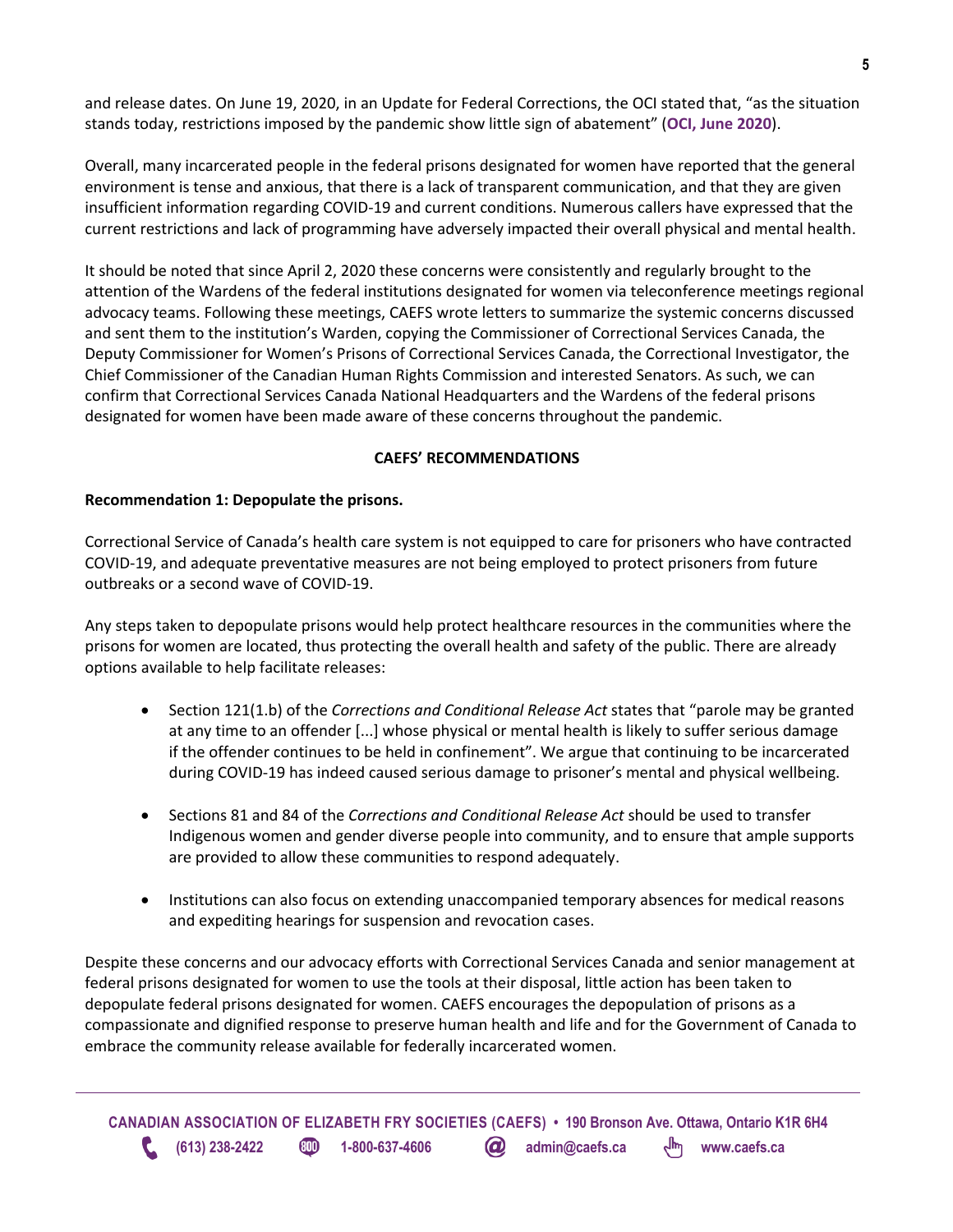and release dates. On June 19, 2020, in an Update for Federal Corrections, the OCI stated that, "as the situation stands today, restrictions imposed by the pandemic show little sign of abatement" (**OCI, June 2020**).

Overall, many incarcerated people in the federal prisons designated for women have reported that the general environment is tense and anxious, that there is a lack of transparent communication, and that they are given insufficient information regarding COVID-19 and current conditions. Numerous callers have expressed that the current restrictions and lack of programming have adversely impacted their overall physical and mental health.

It should be noted that since April 2, 2020 these concerns were consistently and regularly brought to the attention of the Wardens of the federal institutions designated for women via teleconference meetings regional advocacy teams. Following these meetings, CAEFS wrote letters to summarize the systemic concerns discussed and sent them to the institution's Warden, copying the Commissioner of Correctional Services Canada, the Deputy Commissioner for Women's Prisons of Correctional Services Canada, the Correctional Investigator, the Chief Commissioner of the Canadian Human Rights Commission and interested Senators. As such, we can confirm that Correctional Services Canada National Headquarters and the Wardens of the federal prisons designated for women have been made aware of these concerns throughout the pandemic.

## CAEFS' RECOMMENDATIONS

### Recommendation 1: Depopulate the prisons.

Correctional Service of Canada's health care system is not equipped to care for prisoners who have contracted COVID-19, and adequate preventative measures are not being employed to protect prisoners from future outbreaks or a second wave of COVID-19.

Any steps taken to depopulate prisons would help protect healthcare resources in the communities where the prisons for women are located, thus protecting the overall health and safety of the public. There are already options available to help facilitate releases:

- Section 121(1.b) of the *Corrections and Conditional Release Act* states that "parole may be granted at any time to an offender [...] whose physical or mental health is likely to suffer serious damage if the offender continues to be held in confinement". We argue that continuing to be incarcerated during COVID-19 has indeed caused serious damage to prisoner's mental and physical wellbeing.
- Sections 81 and 84 of the *Corrections and Conditional Release Act* should be used to transfer Indigenous women and gender diverse people into community, and to ensure that ample supports are provided to allow these communities to respond adequately.
- Institutions can also focus on extending unaccompanied temporary absences for medical reasons and expediting hearings for suspension and revocation cases.

Despite these concerns and our advocacy efforts with Correctional Services Canada and senior management at federal prisons designated for women to use the tools at their disposal, little action has been taken to depopulate federal prisons designated for women. CAEFS encourages the depopulation of prisons as a compassionate and dignified response to preserve human health and life and for the Government of Canada to embrace the community release available for federally incarcerated women.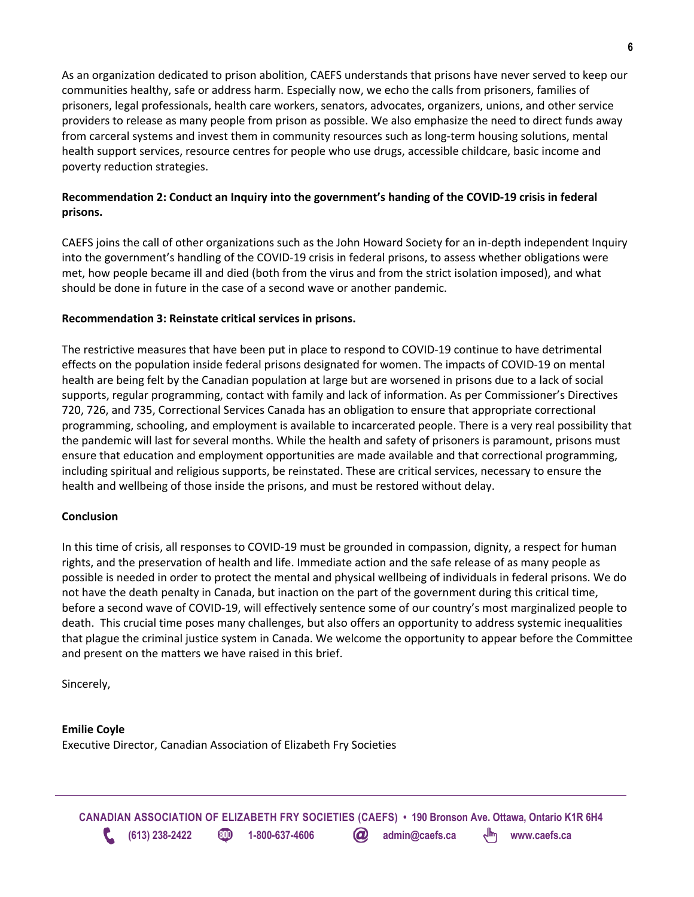As an organization dedicated to prison abolition, CAEFS understands that prisons have never served to keep our communities healthy, safe or address harm. Especially now, we echo the calls from prisoners, families of prisoners, legal professionals, health care workers, senators, advocates, organizers, unions, and other service providers to release as many people from prison as possible. We also emphasize the need to direct funds away from carceral systems and invest them in community resources such as long-term housing solutions, mental health support services, resource centres for people who use drugs, accessible childcare, basic income and poverty reduction strategies.

**Recommendation 2: Conduct an Inquiry into the government's handing of the COVID-19 crisis in federal prisons.**

CAEFS joins the call of other organizations such as the John Howard Society for an in-depth independent Inquiry into the government's handling of the COVID-19 crisis in federal prisons, to assess whether obligations were met, how people became ill and died (both from the virus and from the strict isolation imposed), and what should be done in future in the case of a second wave or another pandemic.

**Recommendation 3: Reinstate critical services in prisons.**

The restrictive measures that have been put in place to respond to COVID-19 continue to have detrimental effects on the population inside federal prisons designated for women. The impacts of COVID-19 on mental health are being felt by the Canadian population at large but are worsened in prisons due to a lack of social supports, regular programming, contact with family and lack of information. As per Commissioner's Directives 720, 726, and 735, Correctional Services Canada has an obligation to ensure that appropriate correctional programming, schooling, and employment is available to incarcerated people. There is a very real possibility that the pandemic will last for several months. While the health and safety of prisoners is paramount, prisons must ensure that education and employment opportunities are made available and that correctional programming, including spiritual and religious supports, be reinstated. These are critical services, necessary to ensure the health and wellbeing of those inside the prisons, and must be restored without delay.

**Conclusion**

In this time of crisis, all responses to COVID-19 must be grounded in compassion, dignity, a respect for human rights, and the preservation of health and life. Immediate action and the safe release of as many people as possible is needed in order to protect the mental and physical wellbeing of individuals in federal prisons. We do not have the death penalty in Canada, but inaction on the part of the government during this critical time, before a second wave of COVID-19, will effectively sentence some of our country's most marginalized people to death. This crucial time poses many challenges, but also offers an opportunity to address systemic inequalities that plague the criminal justice system in Canada. We welcome the opportunity to appear before the Committee and present on the matters we have raised in this brief.

Sincerely,

**Emilie Coyle**
Executive Director, Canadian Association of Elizabeth Fry Societies

CANADIAN ASSOCIATION OF ELIZABETH FRY SOCIETIES (CAEFS) • 190 Bronson Ave. Ottawa, Ontario K1R 6H4
(613) 238-2422 1-800-637-4606 admin@caefs.ca www.caefs.ca